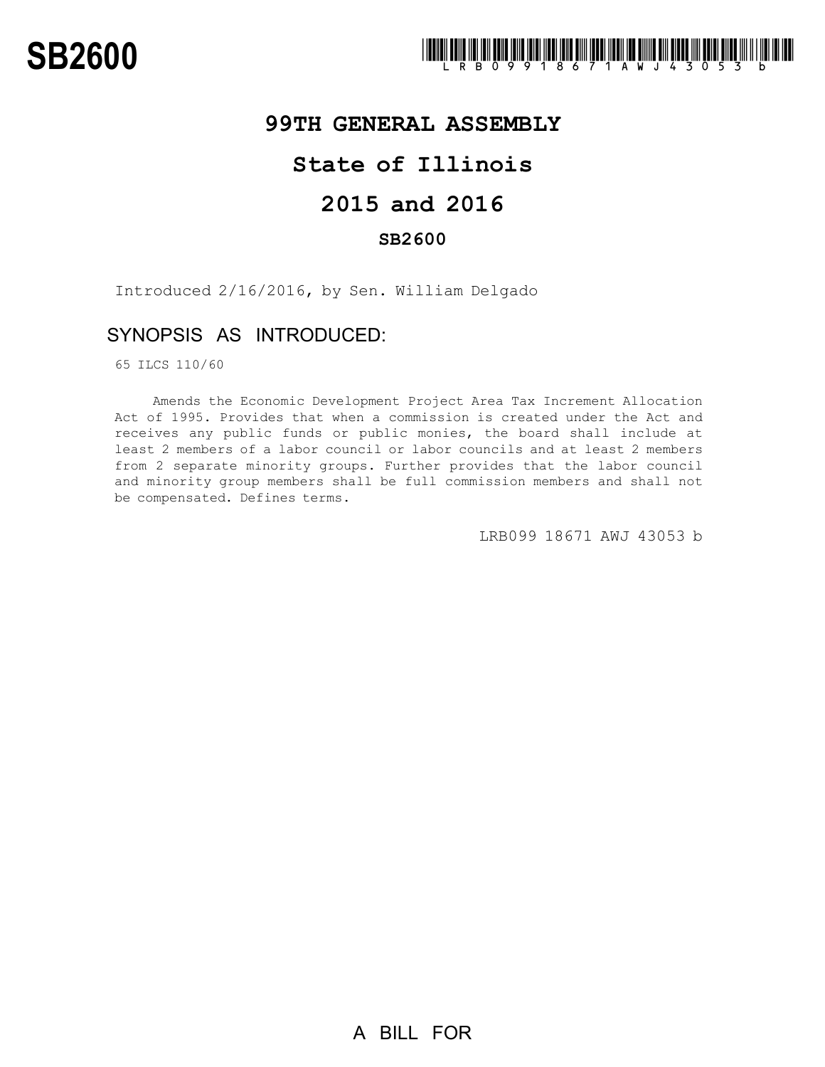# SB2600

LRB099 18671 AWJ 43053 b

## 99TH GENERAL ASSEMBLY

## State of Illinois

## 2015 and 2016

### SB2600

Introduced 2/16/2016, by Sen. William Delgado

## SYNOPSIS AS INTRODUCED:

65 ILCS 110/60

Amends the Economic Development Project Area Tax Increment Allocation Act of 1995. Provides that when a commission is created under the Act and receives any public funds or public monies, the board shall include at least 2 members of a labor council or labor councils and at least 2 members from 2 separate minority groups. Further provides that the labor council and minority group members shall be full commission members and shall not be compensated. Defines terms.

LRB099 18671 AWJ 43053 b

A BILL FOR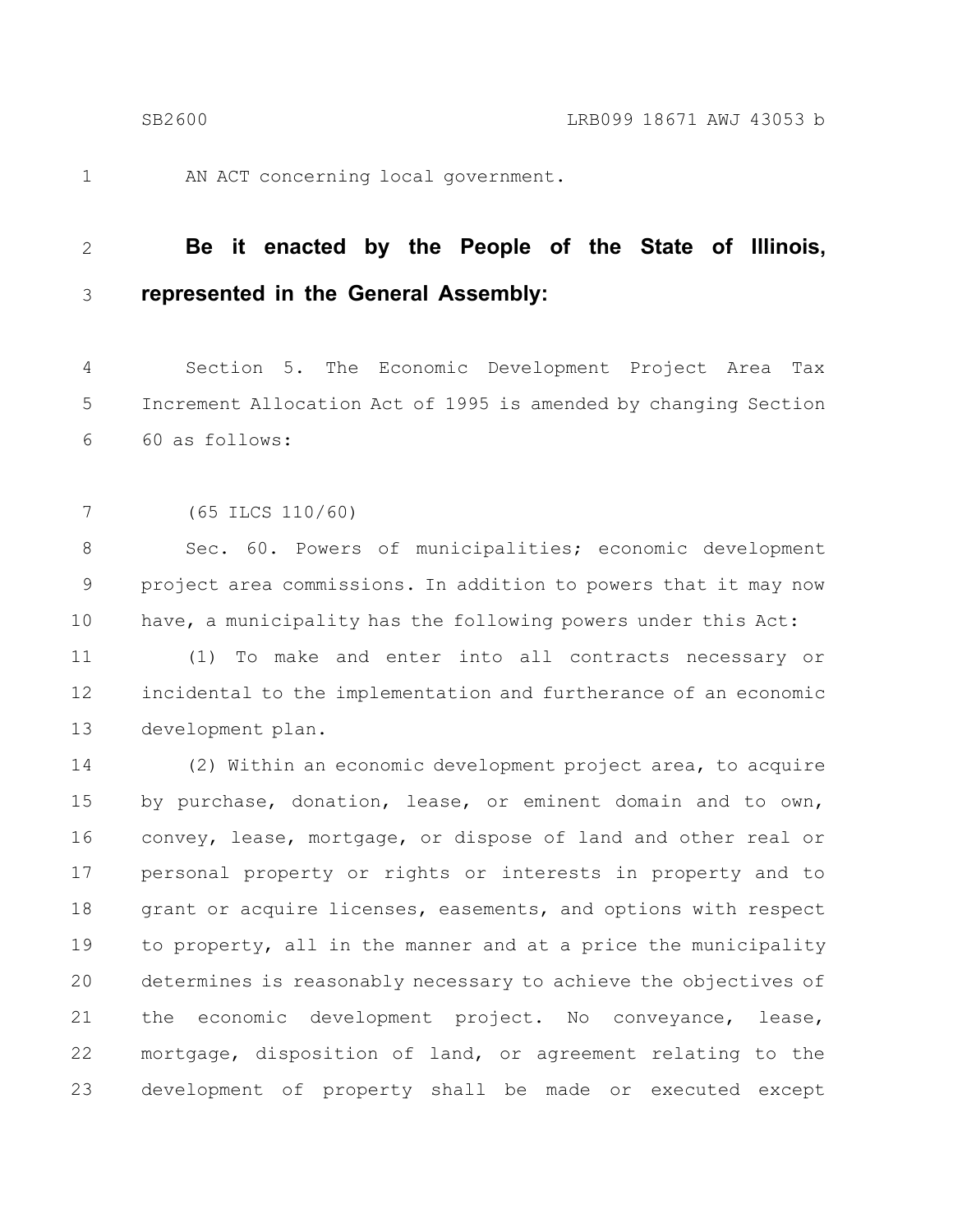AN ACT concerning local government.

**Be it enacted by the People of the State of Illinois, represented in the General Assembly:**

Section 5. The Economic Development Project Area Tax Increment Allocation Act of 1995 is amended by changing Section 60 as follows:

(65 ILCS 110/60)

Sec. 60. Powers of municipalities; economic development project area commissions. In addition to powers that it may now have, a municipality has the following powers under this Act:

(1) To make and enter into all contracts necessary or incidental to the implementation and furtherance of an economic development plan.

(2) Within an economic development project area, to acquire by purchase, donation, lease, or eminent domain and to own, convey, lease, mortgage, or dispose of land and other real or personal property or rights or interests in property and to grant or acquire licenses, easements, and options with respect to property, all in the manner and at a price the municipality determines is reasonably necessary to achieve the objectives of the economic development project. No conveyance, lease, mortgage, disposition of land, or agreement relating to the development of property shall be made or executed except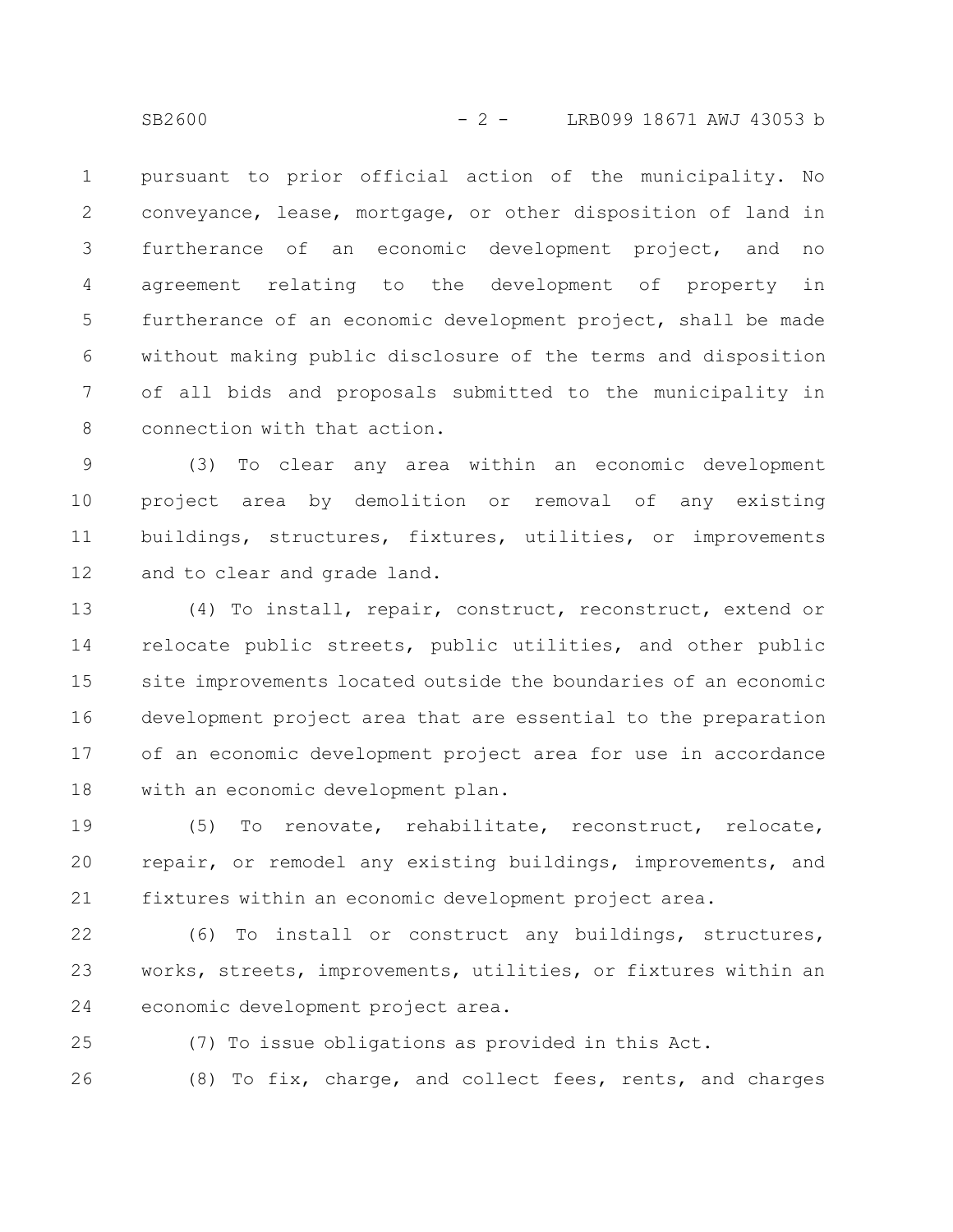pursuant to prior official action of the municipality. No conveyance, lease, mortgage, or other disposition of land in furtherance of an economic development project, and no agreement relating to the development of property in furtherance of an economic development project, shall be made without making public disclosure of the terms and disposition of all bids and proposals submitted to the municipality in connection with that action.

(3) To clear any area within an economic development project area by demolition or removal of any existing buildings, structures, fixtures, utilities, or improvements and to clear and grade land.

(4) To install, repair, construct, reconstruct, extend or relocate public streets, public utilities, and other public site improvements located outside the boundaries of an economic development project area that are essential to the preparation of an economic development project area for use in accordance with an economic development plan.

(5) To renovate, rehabilitate, reconstruct, relocate, repair, or remodel any existing buildings, improvements, and fixtures within an economic development project area.

(6) To install or construct any buildings, structures, works, streets, improvements, utilities, or fixtures within an economic development project area.

(7) To issue obligations as provided in this Act.

(8) To fix, charge, and collect fees, rents, and charges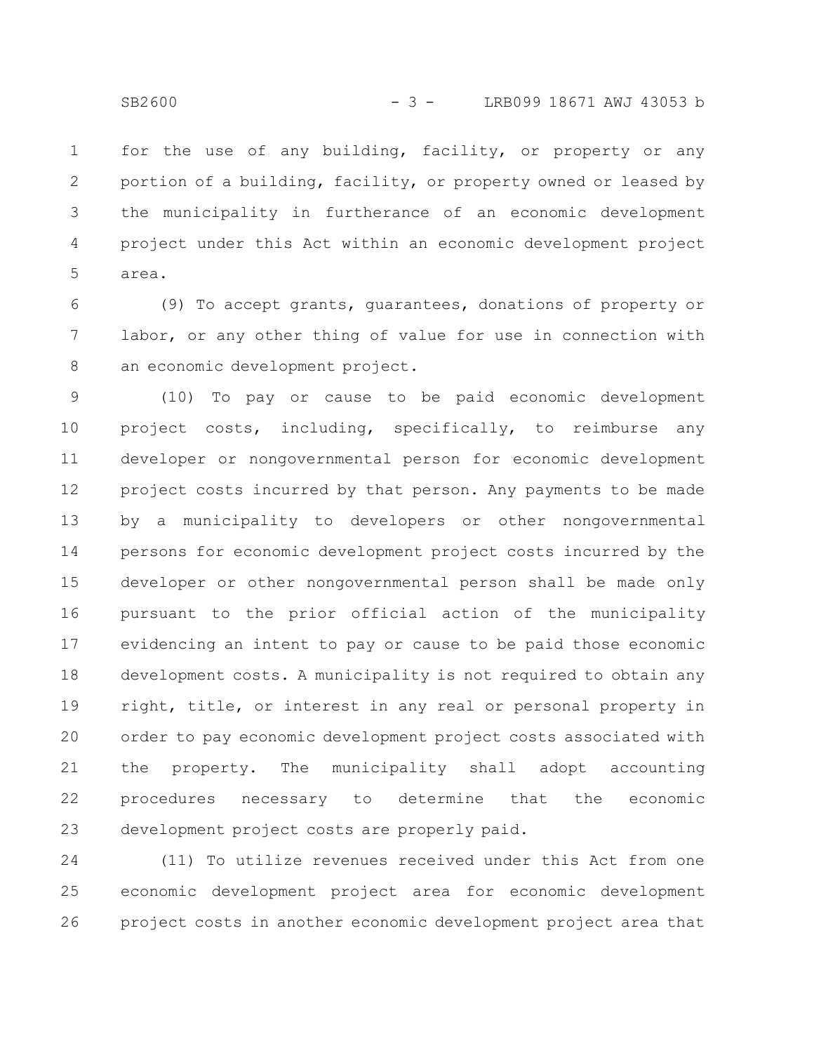for the use of any building, facility, or property or any portion of a building, facility, or property owned or leased by the municipality in furtherance of an economic development project under this Act within an economic development project area.

(9) To accept grants, guarantees, donations of property or labor, or any other thing of value for use in connection with an economic development project.

(10) To pay or cause to be paid economic development project costs, including, specifically, to reimburse any developer or nongovernmental person for economic development project costs incurred by that person. Any payments to be made by a municipality to developers or other nongovernmental persons for economic development project costs incurred by the developer or other nongovernmental person shall be made only pursuant to the prior official action of the municipality evidencing an intent to pay or cause to be paid those economic development costs. A municipality is not required to obtain any right, title, or interest in any real or personal property in order to pay economic development project costs associated with the property. The municipality shall adopt accounting procedures necessary to determine that the economic development project costs are properly paid.

(11) To utilize revenues received under this Act from one economic development project area for economic development project costs in another economic development project area that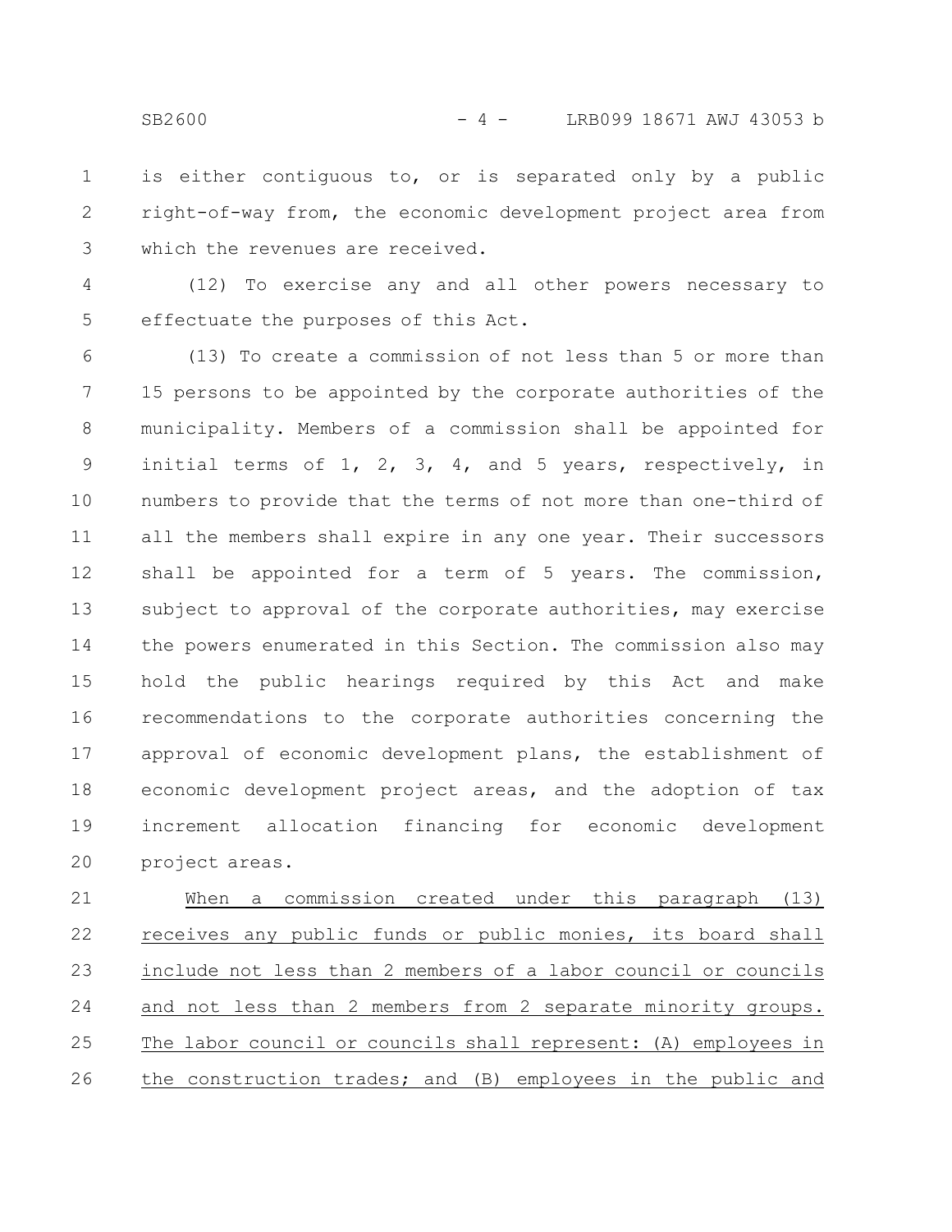is either contiguous to, or is separated only by a public right-of-way from, the economic development project area from which the revenues are received.

(12) To exercise any and all other powers necessary to effectuate the purposes of this Act.

(13) To create a commission of not less than 5 or more than 15 persons to be appointed by the corporate authorities of the municipality. Members of a commission shall be appointed for initial terms of 1, 2, 3, 4, and 5 years, respectively, in numbers to provide that the terms of not more than one-third of all the members shall expire in any one year. Their successors shall be appointed for a term of 5 years. The commission, subject to approval of the corporate authorities, may exercise the powers enumerated in this Section. The commission also may hold the public hearings required by this Act and make recommendations to the corporate authorities concerning the approval of economic development plans, the establishment of economic development project areas, and the adoption of tax increment allocation financing for economic development project areas.

<u>When a commission created under this paragraph (13) receives any public funds or public monies, its board shall include not less than 2 members of a labor council or councils and not less than 2 members from 2 separate minority groups. The labor council or councils shall represent: (A) employees in the construction trades; and (B) employees in the public and</u>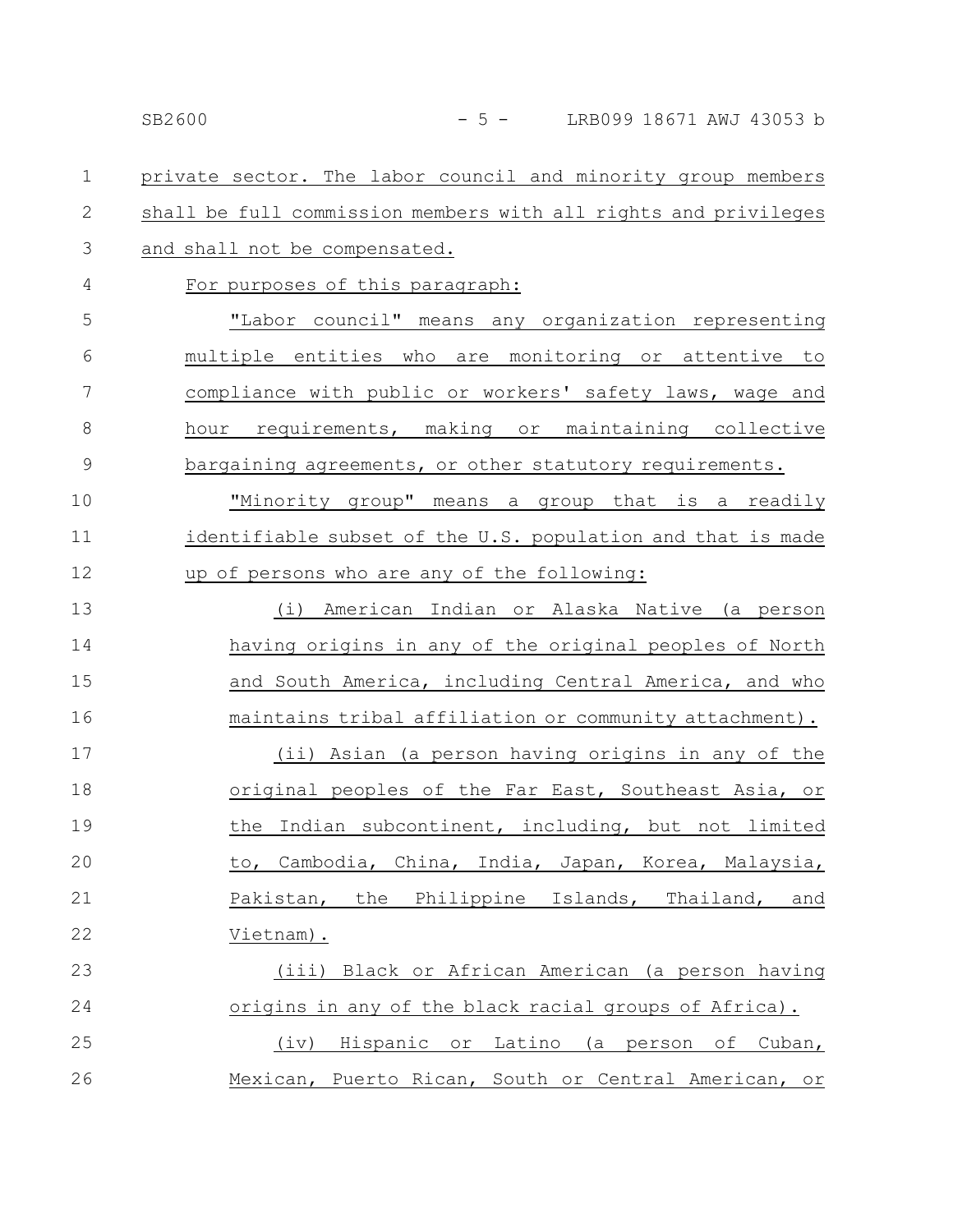private sector. The labor council and minority group members shall be full commission members with all rights and privileges and shall not be compensated.

For purposes of this paragraph:

"Labor council" means any organization representing multiple entities who are monitoring or attentive to compliance with public or workers' safety laws, wage and hour requirements, making or maintaining collective bargaining agreements, or other statutory requirements.

"Minority group" means a group that is a readily identifiable subset of the U.S. population and that is made up of persons who are any of the following:

(i) American Indian or Alaska Native (a person having origins in any of the original peoples of North and South America, including Central America, and who maintains tribal affiliation or community attachment).

(ii) Asian (a person having origins in any of the original peoples of the Far East, Southeast Asia, or the Indian subcontinent, including, but not limited to, Cambodia, China, India, Japan, Korea, Malaysia, Pakistan, the Philippine Islands, Thailand, and Vietnam).

(iii) Black or African American (a person having origins in any of the black racial groups of Africa).

(iv) Hispanic or Latino (a person of Cuban, Mexican, Puerto Rican, South or Central American, or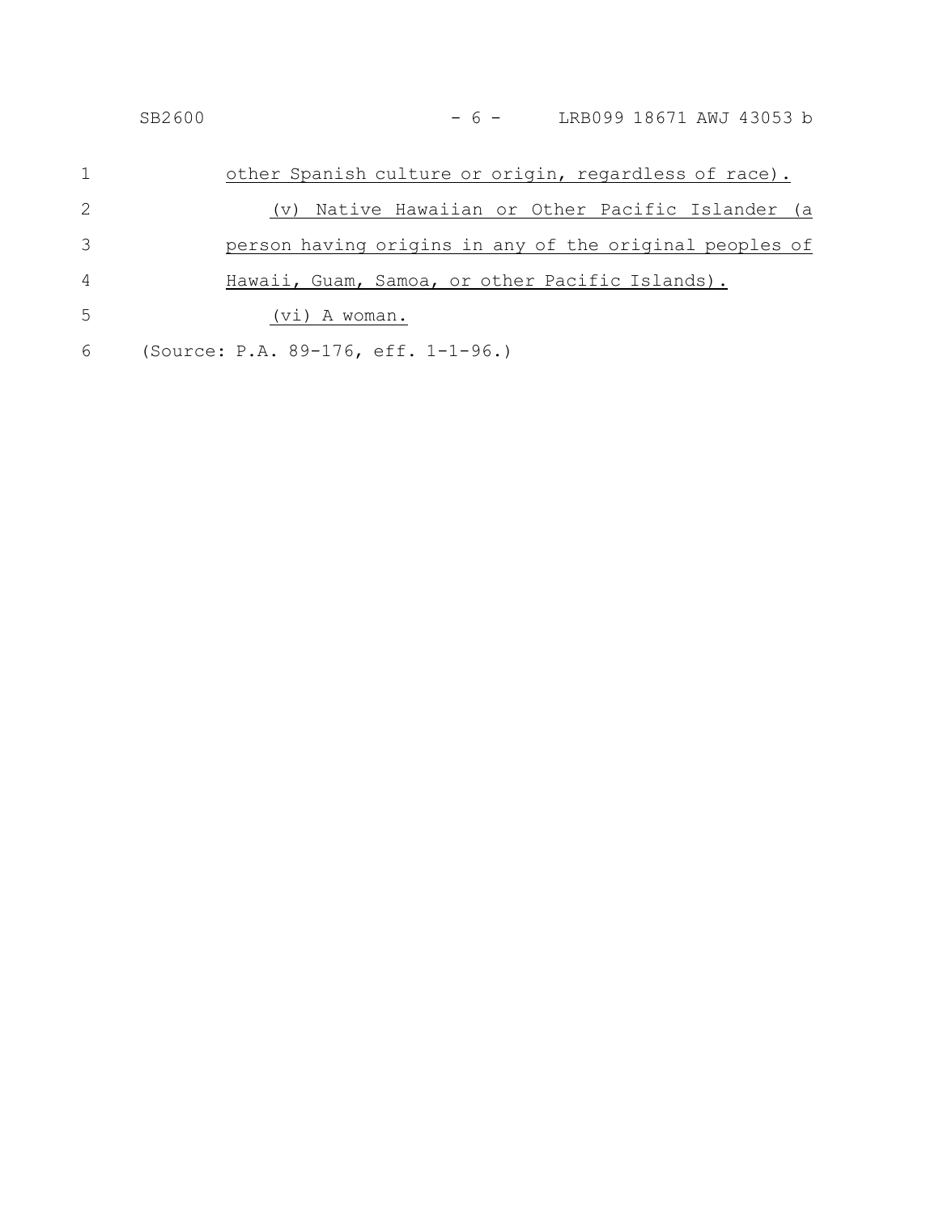other Spanish culture or origin, regardless of race).

(v) Native Hawaiian or Other Pacific Islander (a person having origins in any of the original peoples of Hawaii, Guam, Samoa, or other Pacific Islands).

(vi) A woman.

(Source: P.A. 89-176, eff. 1-1-96.)